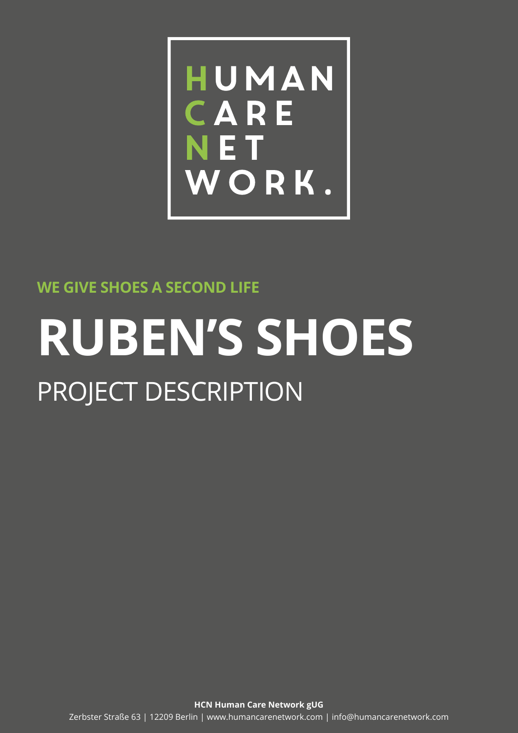HUMAN
CARE
NET
WORK.

**WE GIVE SHOES A SECOND LIFE**

# RUBEN'S SHOES

## PROJECT DESCRIPTION

**HCN Human Care Network gUG**

Zerbster Straße 63 | 12209 Berlin | www.humancarenetwork.com | info@humancarenetwork.com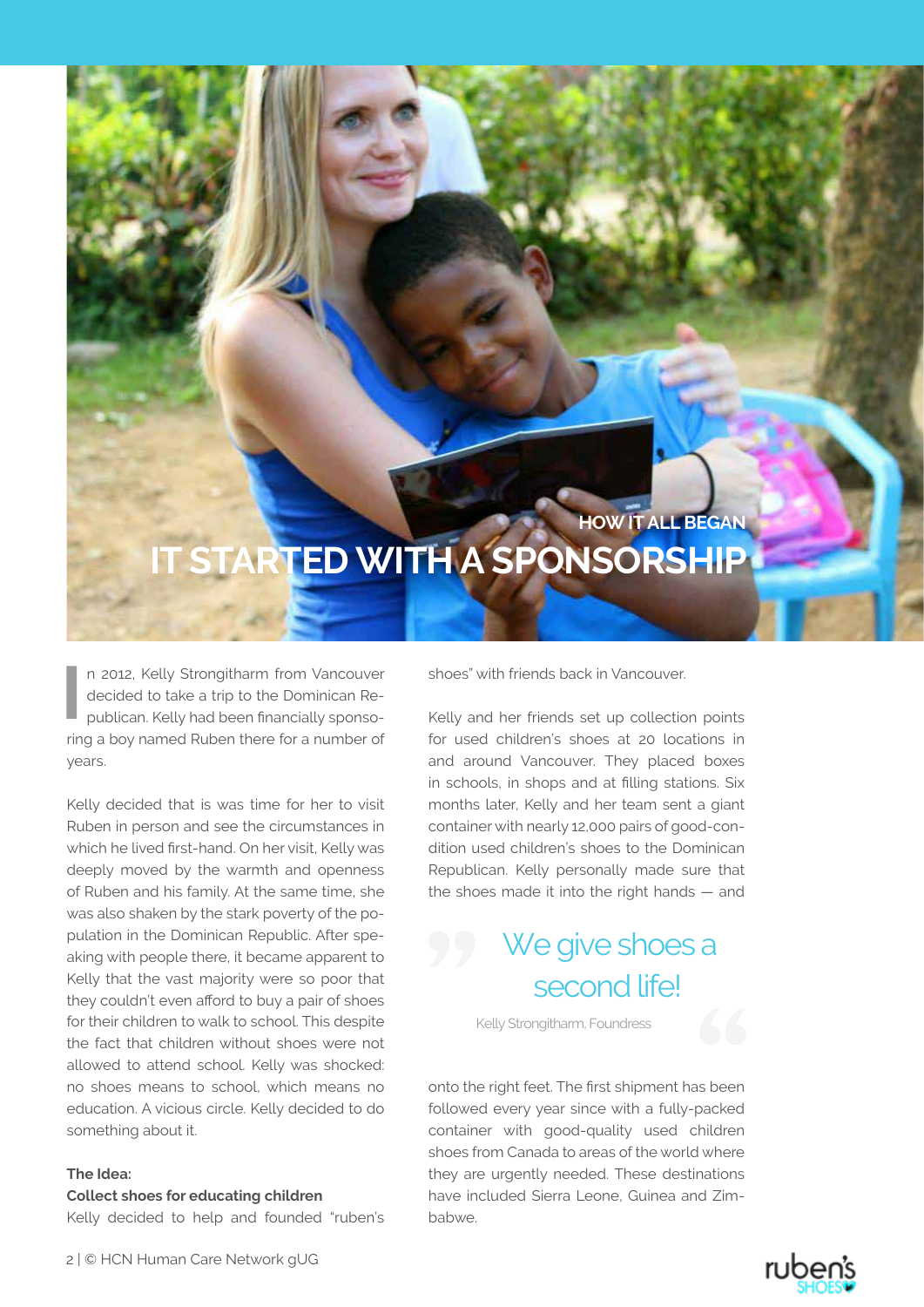### HOW IT ALL BEGAN

# IT STARTED WITH A SPONSORSHIP

In 2012, Kelly Strongitharm from Vancouver decided to take a trip to the Dominican Republican. Kelly had been financially sponsoring a boy named Ruben there for a number of years.

Kelly decided that is was time for her to visit Ruben in person and see the circumstances in which he lived first-hand. On her visit, Kelly was deeply moved by the warmth and openness of Ruben and his family. At the same time, she was also shaken by the stark poverty of the population in the Dominican Republican. After speaking with people there, it became apparent to Kelly that the vast majority were so poor that they couldn't even afford to buy a pair of shoes for their children to walk to school. This despite the fact that children without shoes were not allowed to attend school. Kelly was shocked: no shoes means to school, which means no education. A vicious circle. Kelly decided to do something about it.

**The Idea:**
**Collect shoes for educating children**

Kelly decided to help and founded "ruben's shoes" with friends back in Vancouver.

Kelly and her friends set up collection points for used children's shoes at 20 locations in and around Vancouver. They placed boxes in schools, in shops and at filling stations. Six months later, Kelly and her team sent a giant container with nearly 12,000 pairs of good-condition used children's shoes to the Dominican Republican. Kelly personally made sure that the shoes made it into the right hands — and onto the right feet. The first shipment has been followed every year since with a fully-packed container with good-quality used children shoes from Canada to areas of the world where they are urgently needed. These destinations have included Sierra Leone, Guinea and Zimbabwe.

> We give shoes a second life!
>
> Kelly Strongitharm, Foundress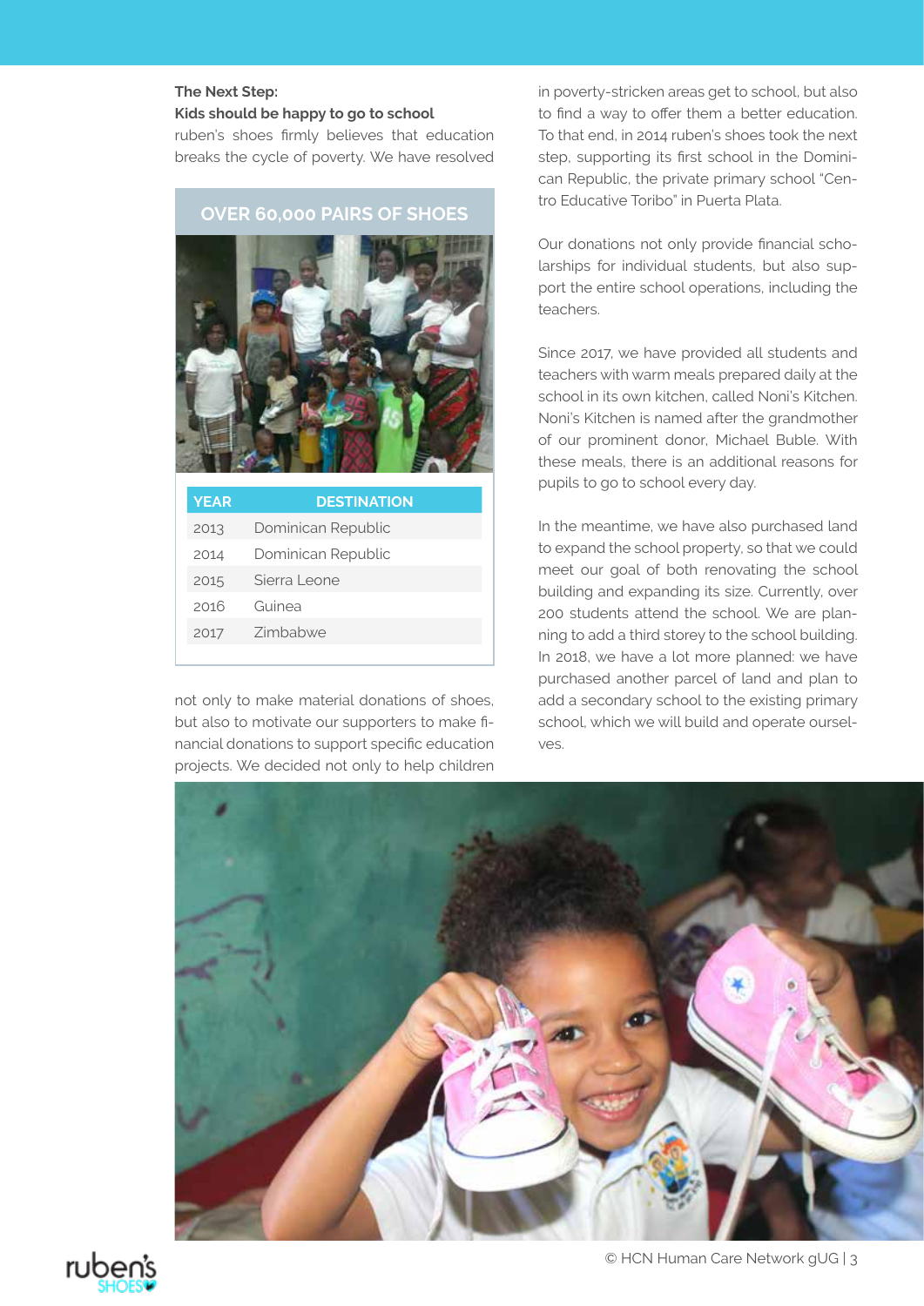**The Next Step:**
**Kids should be happy to go to school**

ruben's shoes firmly believes that education breaks the cycle of poverty. We have resolved not only to make material donations of shoes, but also to motivate our supporters to make financial donations to support specific education projects. We decided not only to help children in poverty-stricken areas get to school, but also to find a way to offer them a better education. To that end, in 2014 ruben's shoes took the next step, supporting its first school in the Dominican Republic, the private primary school "Centro Educative Toribo" in Puerta Plata.

Our donations not only provide financial scholarships for individual students, but also support the entire school operations, including the teachers.

Since 2017, we have provided all students and teachers with warm meals prepared daily at the school in its own kitchen, called Noni's Kitchen. Noni's Kitchen is named after the grandmother of our prominent donor, Michael Buble. With these meals, there is an additional reasons for pupils to go to school every day.

In the meantime, we have also purchased land to expand the school property, so that we could meet our goal of both renovating the school building and expanding its size. Currently, over 200 students attend the school. We are planning to add a third storey to the school building. In 2018, we have a lot more planned: we have purchased another parcel of land and plan to add a secondary school to the existing primary school, which we will build and operate ourselves.

**OVER 60,000 PAIRS OF SHOES**

| YEAR | DESTINATION |
|---|---|
| 2013 | Dominican Republic |
| 2014 | Dominican Republic |
| 2015 | Sierra Leone |
| 2016 | Guinea |
| 2017 | Zimbabwe |

© HCN Human Care Network gUG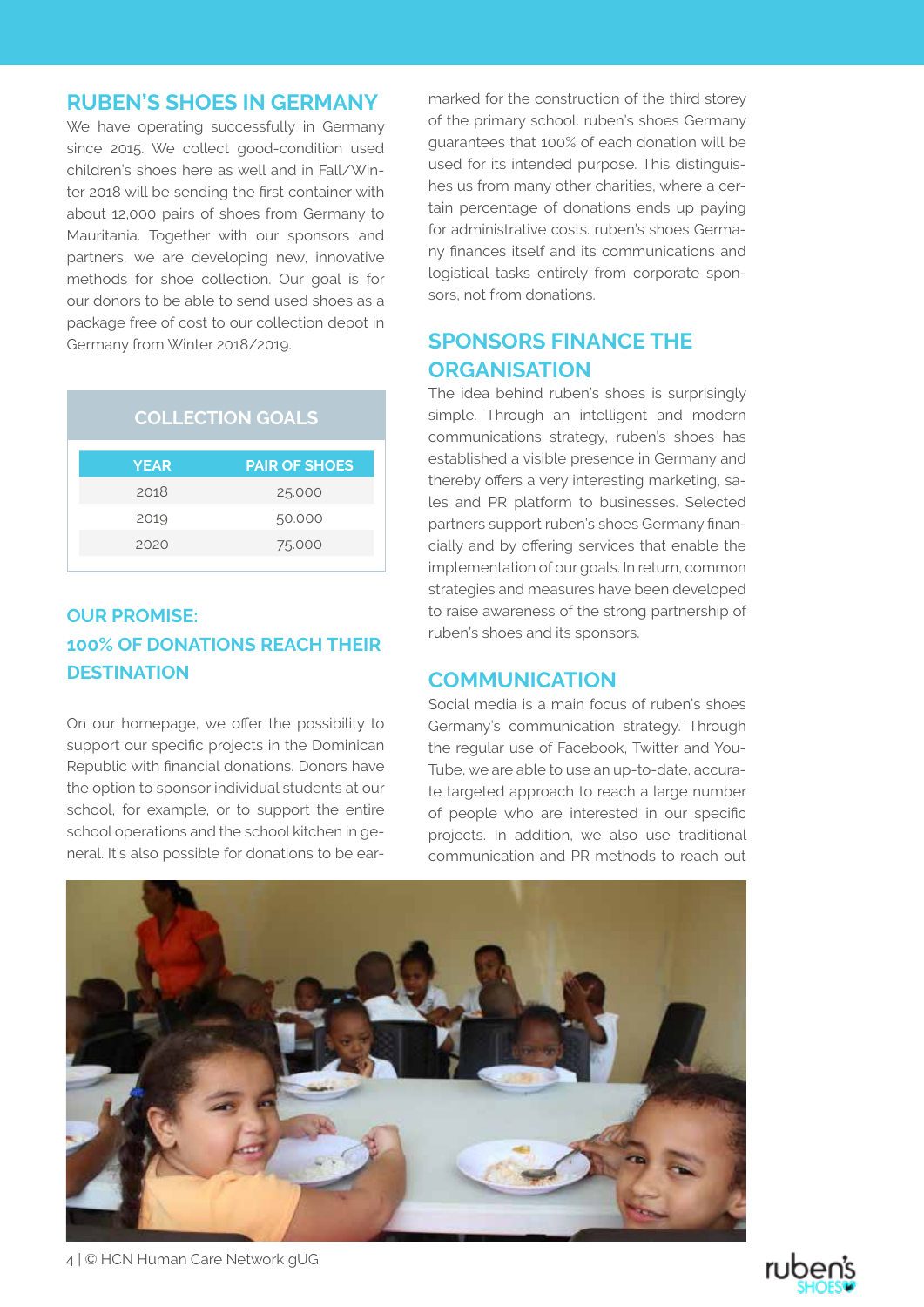## RUBEN'S SHOES IN GERMANY

We have operating successfully in Germany since 2015. We collect good-condition used children's shoes here as well and in Fall/Winter 2018 will be sending the first container with about 12,000 pairs of shoes from Germany to Mauritania. Together with our sponsors and partners, we are developing new, innovative methods for shoe collection. Our goal is for our donors to be able to send used shoes as a package free of cost to our collection depot in Germany from Winter 2018/2019.

**COLLECTION GOALS**

| YEAR | PAIR OF SHOES |
|---|---|
| 2018 | 25.000 |
| 2019 | 50.000 |
| 2020 | 75.000 |

## OUR PROMISE: 100% OF DONATIONS REACH THEIR DESTINATION

On our homepage, we offer the possibility to support our specific projects in the Dominican Republic with financial donations. Donors have the option to sponsor individual students at our school, for example, or to support the entire school operations and the school kitchen in general. It's also possible for donations to be earmarked for the construction of the third storey of the primary school. ruben's shoes Germany guarantees that 100% of each donation will be used for its intended purpose. This distinguishes us from many other charities, where a certain percentage of donations ends up paying for administrative costs. ruben's shoes Germany finances itself and its communications and logistical tasks entirely from corporate sponsors, not from donations.

## SPONSORS FINANCE THE ORGANISATION

The idea behind ruben's shoes is surprisingly simple. Through an intelligent and modern communications strategy, ruben's shoes has established a visible presence in Germany and thereby offers a very interesting marketing, sales and PR platform to businesses. Selected partners support ruben's shoes Germany financially and by offering services that enable the implementation of our goals. In return, common strategies and measures have been developed to raise awareness of the strong partnership of ruben's shoes and its sponsors.

## COMMUNICATION

Social media is a main focus of ruben's shoes Germany's communication strategy. Through the regular use of Facebook, Twitter and YouTube, we are able to use an up-to-date, accurate targeted approach to reach a large number of people who are interested in our specific projects. In addition, we also use traditional communication and PR methods to reach out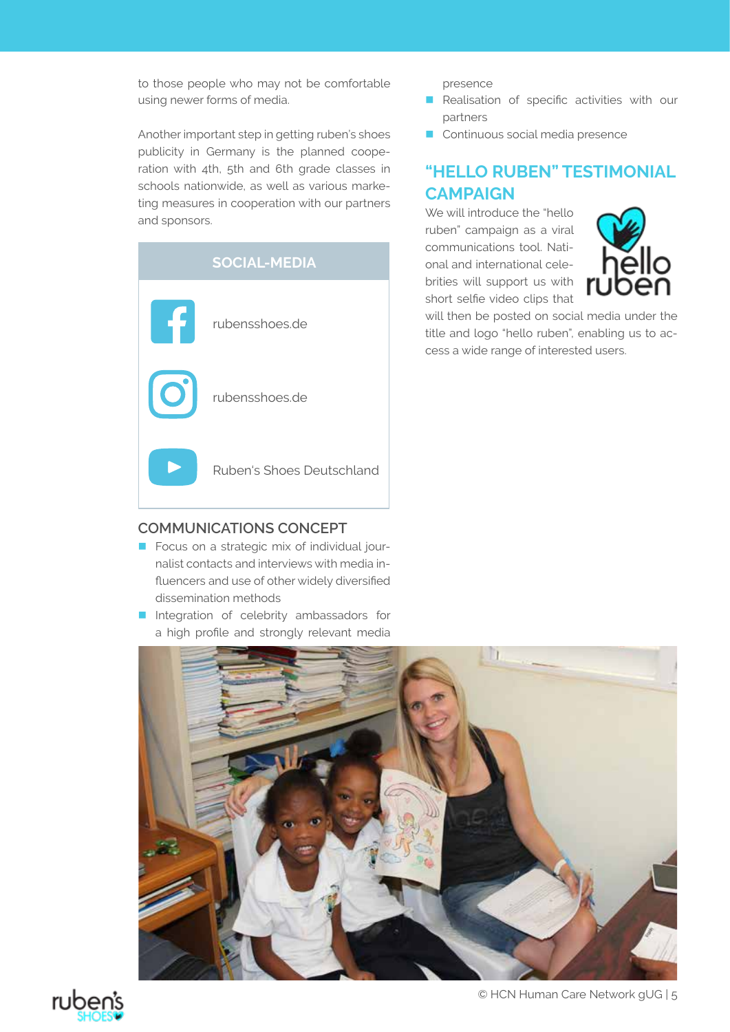to those people who may not be comfortable using newer forms of media.

Another important step in getting ruben's shoes publicity in Germany is the planned cooperation with 4th, 5th and 6th grade classes in schools nationwide, as well as various marketing measures in cooperation with our partners and sponsors.

## SOCIAL-MEDIA

- Facebook: rubensshoes.de
- Instagram: rubensshoes.de
- YouTube: Ruben's Shoes Deutschland

## COMMUNICATIONS CONCEPT

- Focus on a strategic mix of individual journalist contacts and interviews with media influencers and use of other widely diversified dissemination methods
- Integration of celebrity ambassadors for a high profile and strongly relevant media presence
- Realisation of specific activities with our partners
- Continuous social media presence

## "HELLO RUBEN" TESTIMONIAL CAMPAIGN

We will introduce the "hello ruben" campaign as a viral communications tool. National and international celebrities will support us with short selfie video clips that will then be posted on social media under the title and logo "hello ruben", enabling us to access a wide range of interested users.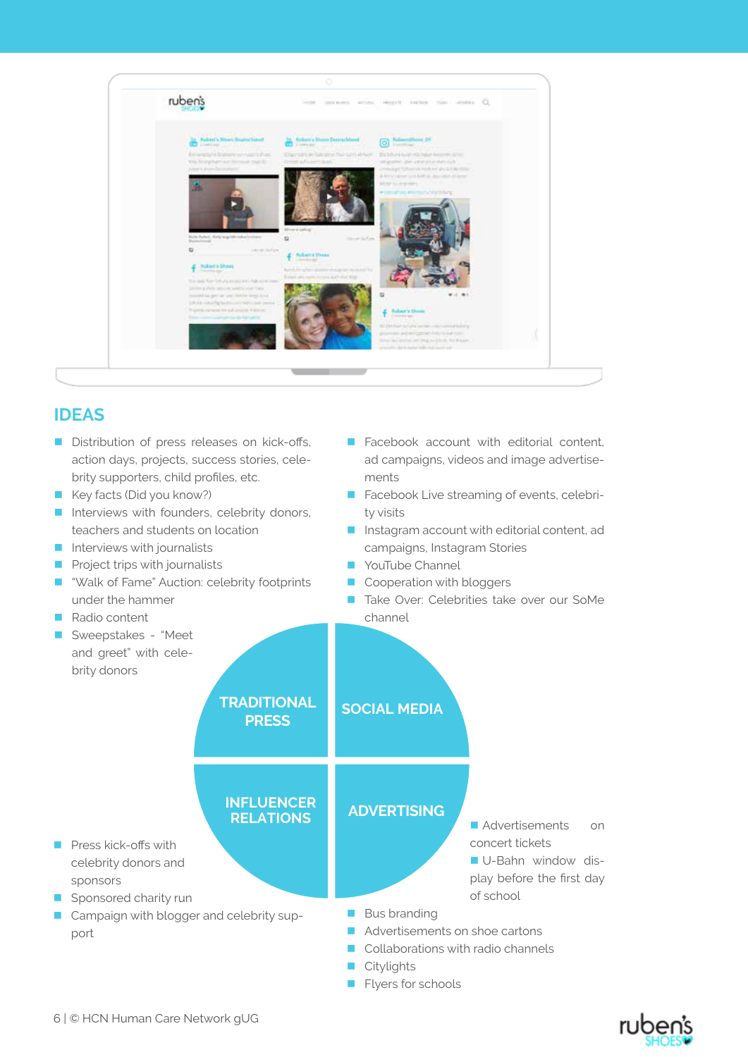## IDEAS

### TRADITIONAL PRESS

- Distribution of press releases on kick-offs, action days, projects, success stories, celebrity supporters, child profiles, etc.
- Key facts (Did you know?)
- Interviews with founders, celebrity donors, teachers and students on location
- Interviews with journalists
- Project trips with journalists
- "Walk of Fame" Auction: celebrity footprints under the hammer
- Radio content
- Sweepstakes - "Meet and greet" with celebrity donors

### SOCIAL MEDIA

- Facebook account with editorial content, ad campaigns, videos and image advertisements
- Facebook Live streaming of events, celebrity visits
- Instagram account with editorial content, ad campaigns, Instagram Stories
- YouTube Channel
- Cooperation with bloggers
- Take Over: Celebrities take over our SoMe channel

### INFLUENCER RELATIONS

- Press kick-offs with celebrity donors and sponsors
- Sponsored charity run
- Campaign with blogger and celebrity support

### ADVERTISING

- Advertisements on concert tickets
- U-Bahn window display before the first day of school
- Bus branding
- Advertisements on shoe cartons
- Collaborations with radio channels
- Citylights
- Flyers for schools

© HCN Human Care Network gUG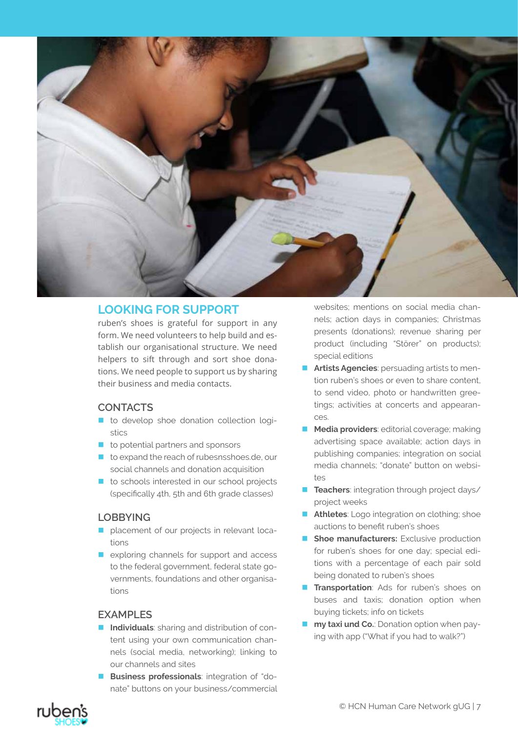## LOOKING FOR SUPPORT

ruben's shoes is grateful for support in any form. We need volunteers to help build and establish our organisational structure. We need helpers to sift through and sort shoe donations. We need people to support us by sharing their business and media contacts.

### CONTACTS

- to develop shoe donation collection logistics
- to potential partners and sponsors
- to expand the reach of rubesnsshoes.de, our social channels and donation acquisition
- to schools interested in our school projects (specifically 4th, 5th and 6th grade classes)

### LOBBYING

- placement of our projects in relevant locations
- exploring channels for support and access to the federal government, federal state governments, foundations and other organisations

### EXAMPLES

- **Individuals**: sharing and distribution of content using your own communication channels (social media, networking); linking to our channels and sites
- **Business professionals**: integration of "donate" buttons on your business/commercial websites; mentions on social media channels; action days in companies; Christmas presents (donations); revenue sharing per product (including "Störer" on products); special editions
- **Artists Agencies**: persuading artists to mention ruben's shoes or even to share content, to send video, photo or handwritten greetings; activities at concerts and appearances.
- **Media providers**: editorial coverage; making advertising space available; action days in publishing companies; integration on social media channels; "donate" button on websites
- **Teachers**: integration through project days/project weeks
- **Athletes**: Logo integration on clothing; shoe auctions to benefit ruben's shoes
- **Shoe manufacturers:** Exclusive production for ruben's shoes for one day; special editions with a percentage of each pair sold being donated to ruben's shoes
- **Transportation**: Ads for ruben's shoes on buses and taxis; donation option when buying tickets; info on tickets
- **my taxi und Co.**: Donation option when paying with app ("What if you had to walk?")

© HCN Human Care Network gUG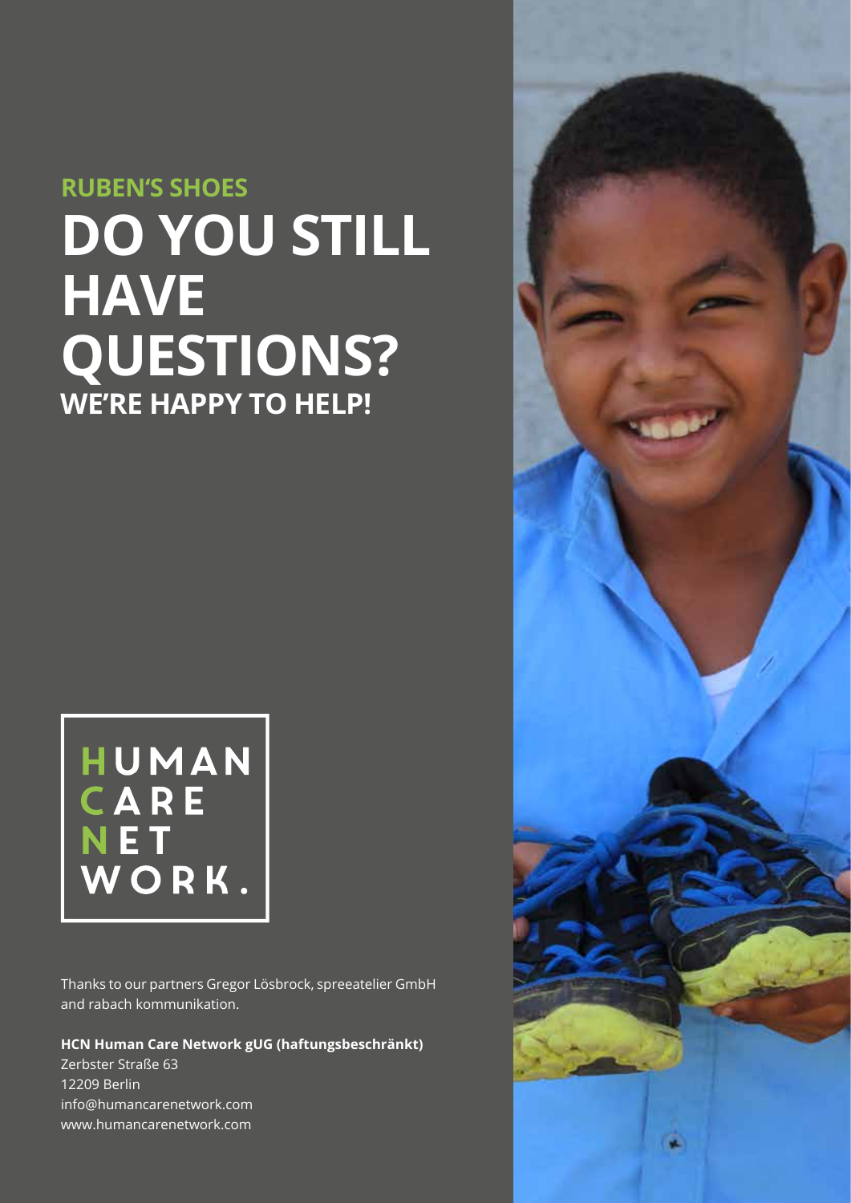## RUBEN'S SHOES

# DO YOU STILL HAVE QUESTIONS?

## WE'RE HAPPY TO HELP!

HUMAN
CARE
NET
WORK.

Thanks to our partners Gregor Lösbrock, spreeatelier GmbH and rabach kommunikation.

**HCN Human Care Network gUG (haftungsbeschränkt)**
Zerbster Straße 63
12209 Berlin
info@humancarenetwork.com
www.humancarenetwork.com